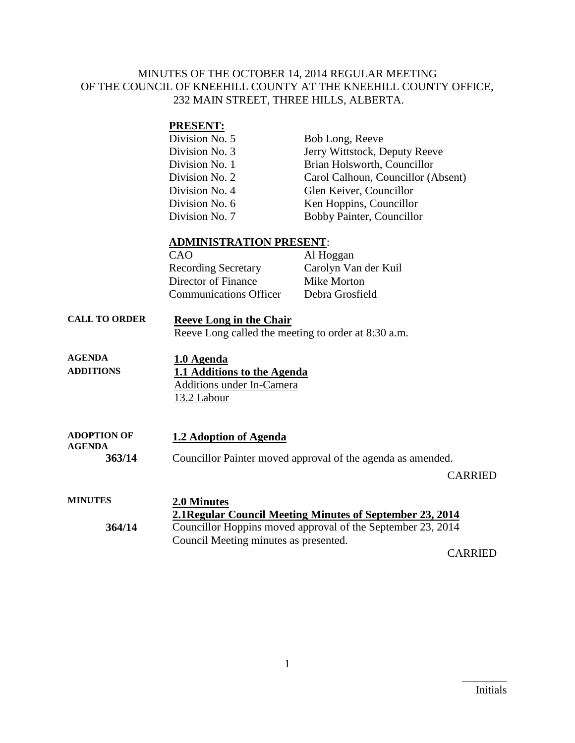MINUTES OF THE OCTOBER 14, 2014 REGULAR MEETING OF THE COUNCIL OF KNEEHILL COUNTY AT THE KNEEHILL COUNTY OFFICE, 232 MAIN STREET, THREE HILLS, ALBERTA.

**PRESENT:**

| | |
|---|---|
| Division No. 5 | Bob Long, Reeve |
| Division No. 3 | Jerry Wittstock, Deputy Reeve |
| Division No. 1 | Brian Holsworth, Councillor |
| Division No. 2 | Carol Calhoun, Councillor (Absent) |
| Division No. 4 | Glen Keiver, Councillor |
| Division No. 6 | Ken Hoppins, Councillor |
| Division No. 7 | Bobby Painter, Councillor |

**ADMINISTRATION PRESENT**:

| | |
|---|---|
| CAO | Al Hoggan |
| Recording Secretary | Carolyn Van der Kuil |
| Director of Finance | Mike Morton |
| Communications Officer | Debra Grosfield |

**CALL TO ORDER**

**Reeve Long in the Chair**

Reeve Long called the meeting to order at 8:30 a.m.

**AGENDA ADDITIONS**

**1.0 Agenda**

**1.1 Additions to the Agenda**

Additions under In-Camera

13.2 Labour

**ADOPTION OF AGENDA**

**1.2 Adoption of Agenda**

**363/14** Councillor Painter moved approval of the agenda as amended.

CARRIED

**MINUTES**

**2.0 Minutes**

**2.1Regular Council Meeting Minutes of September 23, 2014**

**364/14** Councillor Hoppins moved approval of the September 23, 2014 Council Meeting minutes as presented.

CARRIED

________
Initials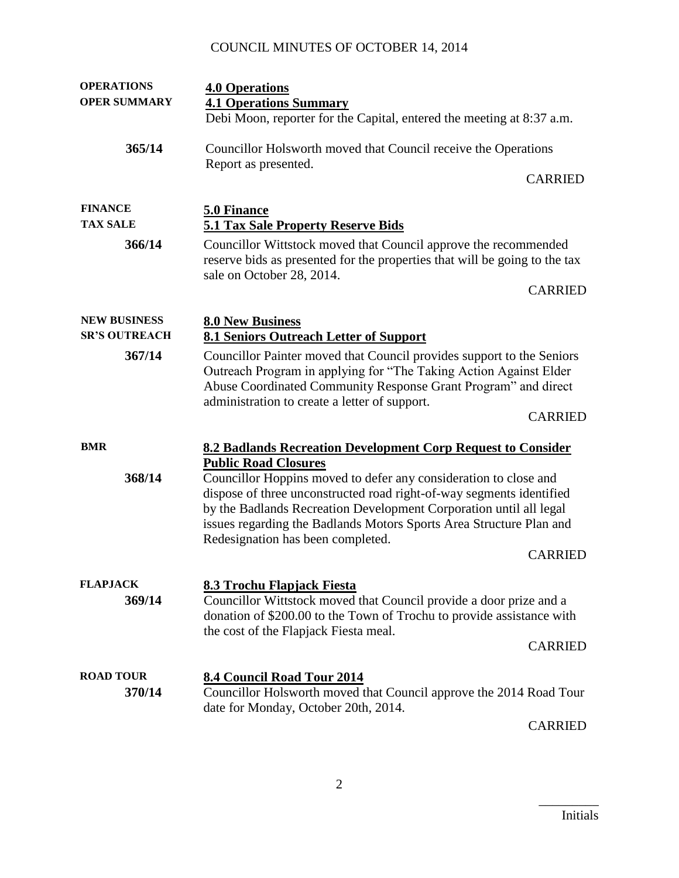COUNCIL MINUTES OF OCTOBER 14, 2014

| | |
|---|---|
| **OPERATIONS** | **4.0 Operations** |
| **OPER SUMMARY** | **4.1 Operations Summary** |
| | Debi Moon, reporter for the Capital, entered the meeting at 8:37 a.m. |
| **365/14** | Councillor Holsworth moved that Council receive the Operations Report as presented. |
| | CARRIED |
| **FINANCE** | **5.0 Finance** |
| **TAX SALE** | **5.1 Tax Sale Property Reserve Bids** |
| **366/14** | Councillor Wittstock moved that Council approve the recommended reserve bids as presented for the properties that will be going to the tax sale on October 28, 2014. |
| | CARRIED |
| **NEW BUSINESS** | **8.0 New Business** |
| **SR'S OUTREACH** | **8.1 Seniors Outreach Letter of Support** |
| **367/14** | Councillor Painter moved that Council provides support to the Seniors Outreach Program in applying for "The Taking Action Against Elder Abuse Coordinated Community Response Grant Program" and direct administration to create a letter of support. |
| | CARRIED |
| **BMR** | **8.2 Badlands Recreation Development Corp Request to Consider Public Road Closures** |
| **368/14** | Councillor Hoppins moved to defer any consideration to close and dispose of three unconstructed road right-of-way segments identified by the Badlands Recreation Development Corporation until all legal issues regarding the Badlands Motors Sports Area Structure Plan and Redesignation has been completed. |
| | CARRIED |
| **FLAPJACK** | **8.3 Trochu Flapjack Fiesta** |
| **369/14** | Councillor Wittstock moved that Council provide a door prize and a donation of $200.00 to the Town of Trochu to provide assistance with the cost of the Flapjack Fiesta meal. |
| | CARRIED |
| **ROAD TOUR** | **8.4 Council Road Tour 2014** |
| **370/14** | Councillor Holsworth moved that Council approve the 2014 Road Tour date for Monday, October 20th, 2014. |
| | CARRIED |

_________
Initials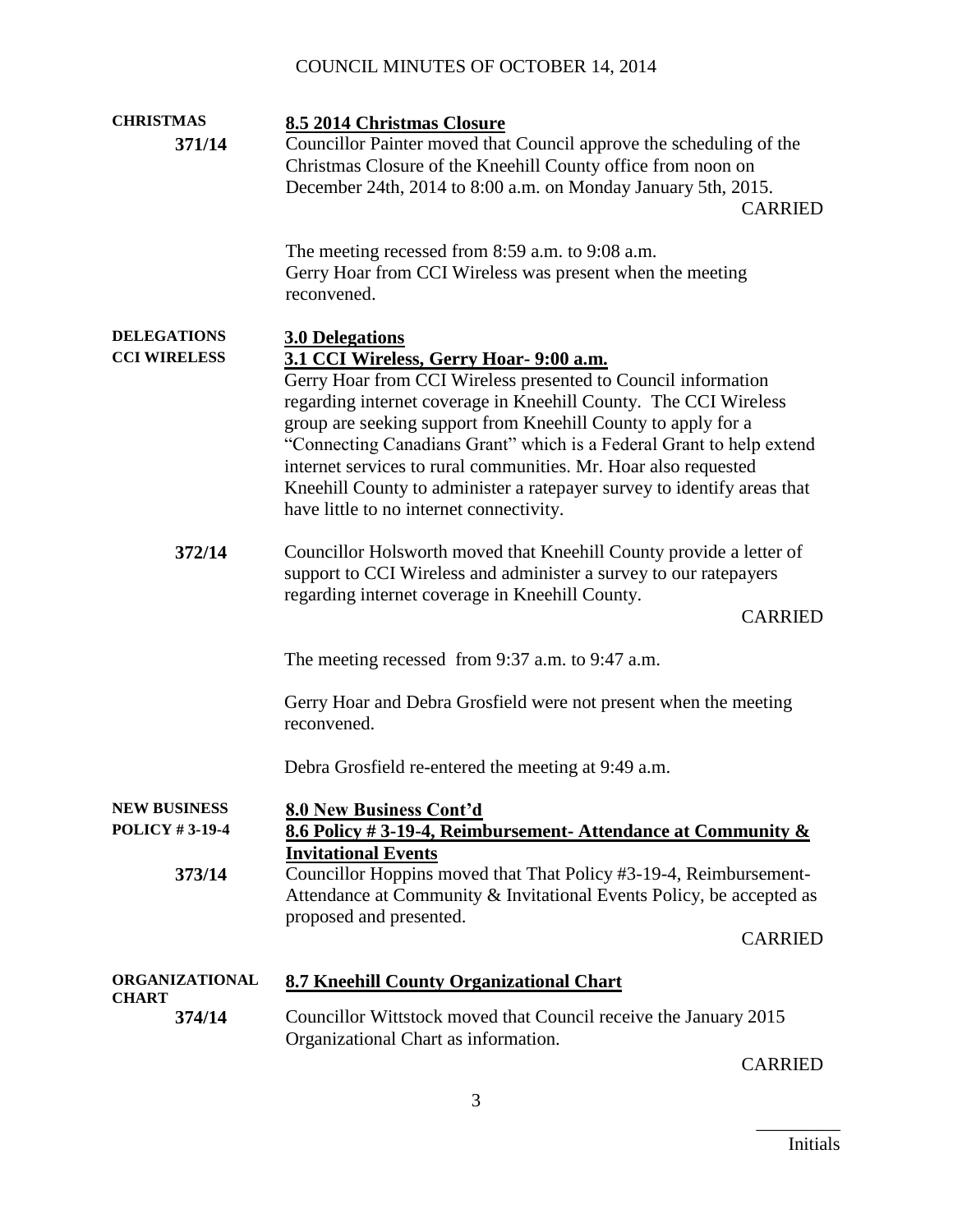**CHRISTMAS**

**371/14**

**8.5 2014 Christmas Closure**

Councillor Painter moved that Council approve the scheduling of the Christmas Closure of the Kneehill County office from noon on December 24th, 2014 to 8:00 a.m. on Monday January 5th, 2015.

CARRIED

The meeting recessed from 8:59 a.m. to 9:08 a.m.
Gerry Hoar from CCI Wireless was present when the meeting reconvened.

**DELEGATIONS**
**CCI WIRELESS**

**3.0 Delegations**

**3.1 CCI Wireless, Gerry Hoar- 9:00 a.m.**

Gerry Hoar from CCI Wireless presented to Council information regarding internet coverage in Kneehill County. The CCI Wireless group are seeking support from Kneehill County to apply for a "Connecting Canadians Grant" which is a Federal Grant to help extend internet services to rural communities. Mr. Hoar also requested Kneehill County to administer a ratepayer survey to identify areas that have little to no internet connectivity.

**372/14**

Councillor Holsworth moved that Kneehill County provide a letter of support to CCI Wireless and administer a survey to our ratepayers regarding internet coverage in Kneehill County.

CARRIED

The meeting recessed from 9:37 a.m. to 9:47 a.m.

Gerry Hoar and Debra Grosfield were not present when the meeting reconvened.

Debra Grosfield re-entered the meeting at 9:49 a.m.

**NEW BUSINESS**
**POLICY # 3-19-4**

**8.0 New Business Cont'd**

**8.6 Policy # 3-19-4, Reimbursement- Attendance at Community & Invitational Events**

**373/14**

Councillor Hoppins moved that That Policy #3-19-4, Reimbursement-Attendance at Community & Invitational Events Policy, be accepted as proposed and presented.

CARRIED

**ORGANIZATIONAL CHART**

**8.7 Kneehill County Organizational Chart**

**374/14**

Councillor Wittstock moved that Council receive the January 2015 Organizational Chart as information.

CARRIED

Initials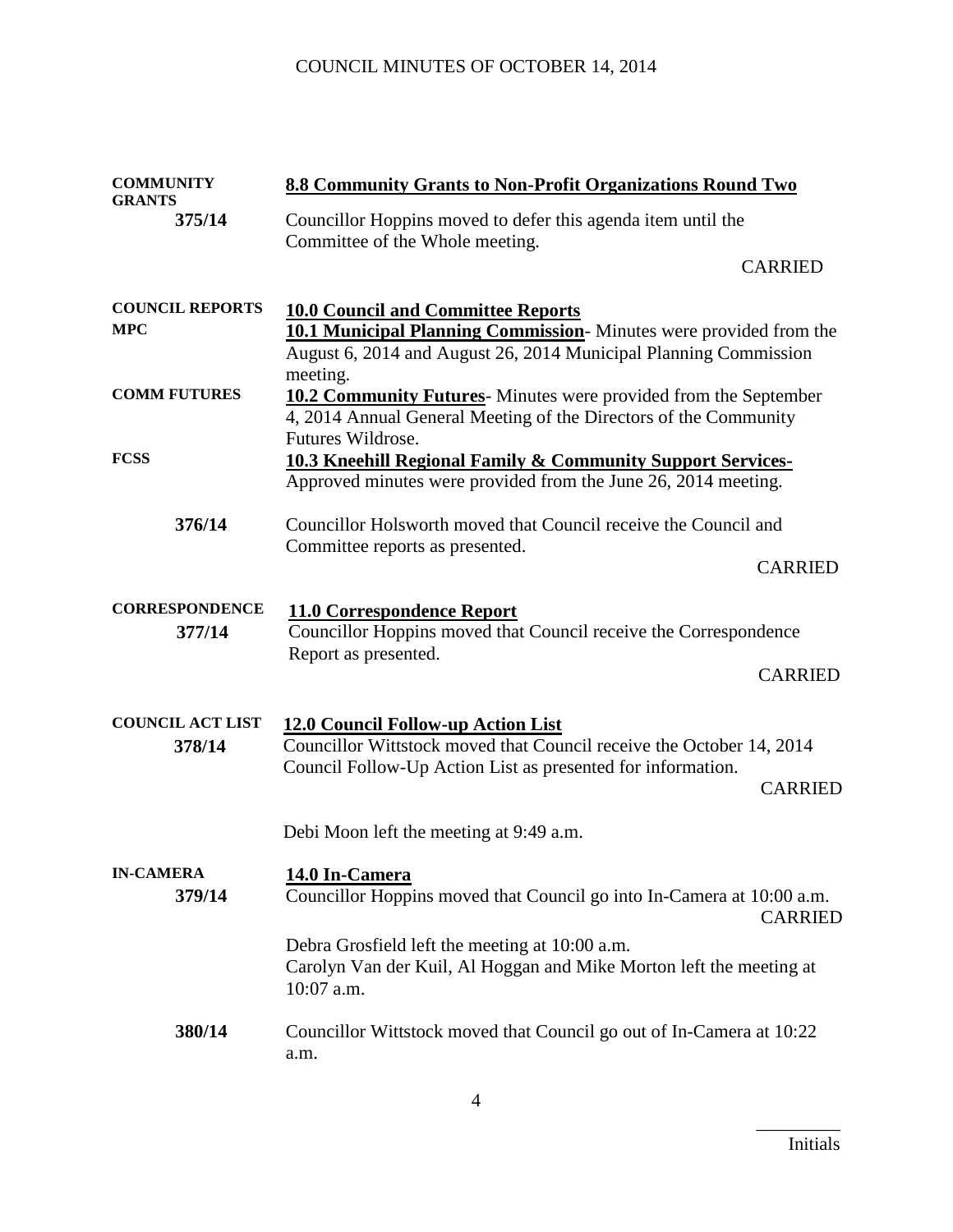**COMMUNITY GRANTS**

**8.8 Community Grants to Non-Profit Organizations Round Two**

**375/14** Councillor Hoppins moved to defer this agenda item until the Committee of the Whole meeting.

CARRIED

**COUNCIL REPORTS**

**10.0 Council and Committee Reports**

**MPC**

**10.1 Municipal Planning Commission**- Minutes were provided from the August 6, 2014 and August 26, 2014 Municipal Planning Commission meeting.

**COMM FUTURES**

**10.2 Community Futures**- Minutes were provided from the September 4, 2014 Annual General Meeting of the Directors of the Community Futures Wildrose.

**FCSS**

**10.3 Kneehill Regional Family & Community Support Services-** Approved minutes were provided from the June 26, 2014 meeting.

**376/14** Councillor Holsworth moved that Council receive the Council and Committee reports as presented.

CARRIED

**CORRESPONDENCE**

**11.0 Correspondence Report**

**377/14** Councillor Hoppins moved that Council receive the Correspondence Report as presented.

CARRIED

**COUNCIL ACT LIST**

**12.0 Council Follow-up Action List**

**378/14** Councillor Wittstock moved that Council receive the October 14, 2014 Council Follow-Up Action List as presented for information.

CARRIED

Debi Moon left the meeting at 9:49 a.m.

**IN-CAMERA**

**14.0 In-Camera**

**379/14** Councillor Hoppins moved that Council go into In-Camera at 10:00 a.m.

CARRIED

Debra Grosfield left the meeting at 10:00 a.m.
Carolyn Van der Kuil, Al Hoggan and Mike Morton left the meeting at 10:07 a.m.

**380/14** Councillor Wittstock moved that Council go out of In-Camera at 10:22 a.m.

_________
Initials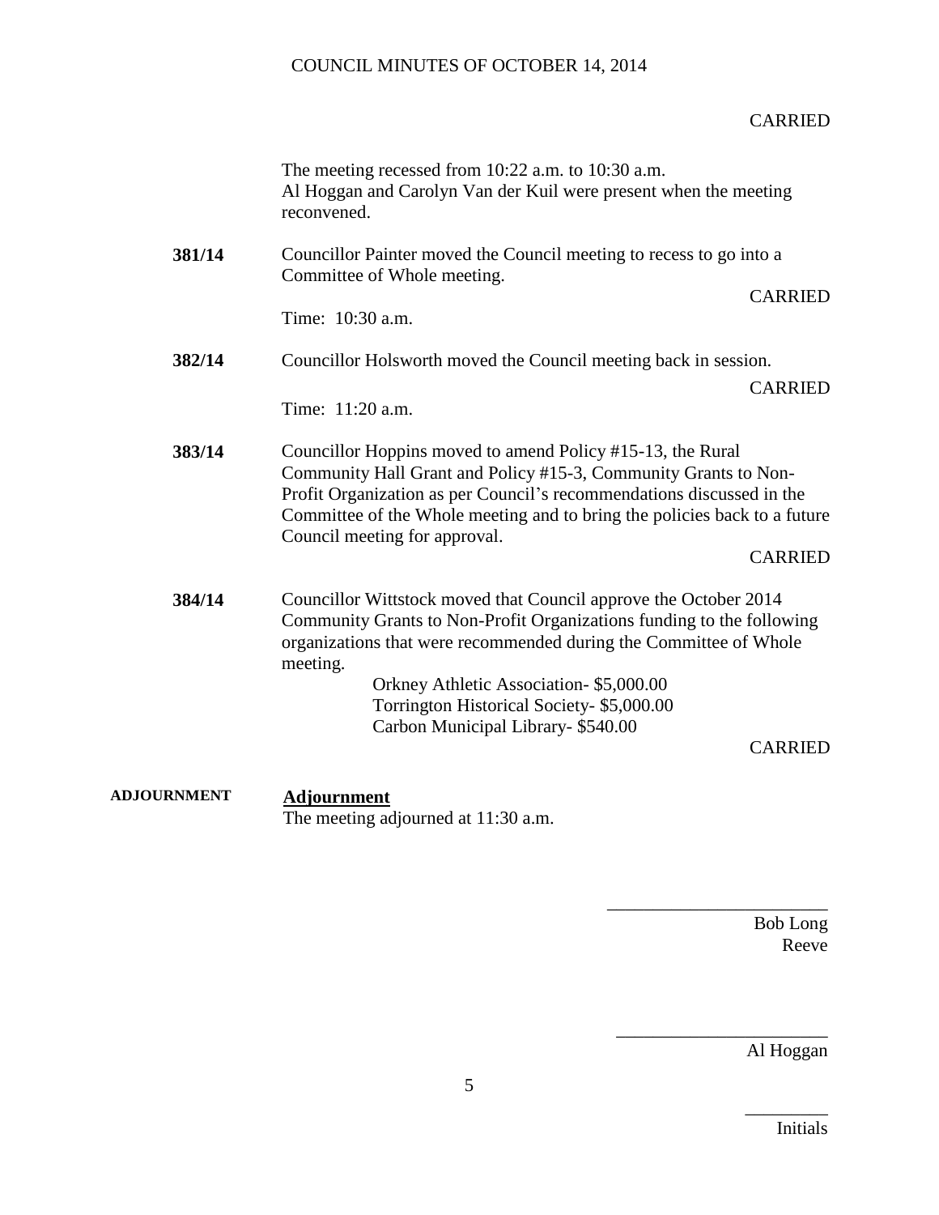CARRIED

The meeting recessed from 10:22 a.m. to 10:30 a.m.
Al Hoggan and Carolyn Van der Kuil were present when the meeting reconvened.

**381/14** Councillor Painter moved the Council meeting to recess to go into a Committee of Whole meeting.

CARRIED

Time: 10:30 a.m.

**382/14** Councillor Holsworth moved the Council meeting back in session.

CARRIED

Time: 11:20 a.m.

**383/14** Councillor Hoppins moved to amend Policy #15-13, the Rural Community Hall Grant and Policy #15-3, Community Grants to Non-Profit Organization as per Council's recommendations discussed in the Committee of the Whole meeting and to bring the policies back to a future Council meeting for approval.

CARRIED

**384/14** Councillor Wittstock moved that Council approve the October 2014 Community Grants to Non-Profit Organizations funding to the following organizations that were recommended during the Committee of Whole meeting.

Orkney Athletic Association- $5,000.00
Torrington Historical Society- $5,000.00
Carbon Municipal Library- $540.00

CARRIED

**ADJOURNMENT**

**Adjournment**

The meeting adjourned at 11:30 a.m.

________________________
Bob Long
Reeve

________________________
Al Hoggan

_________
Initials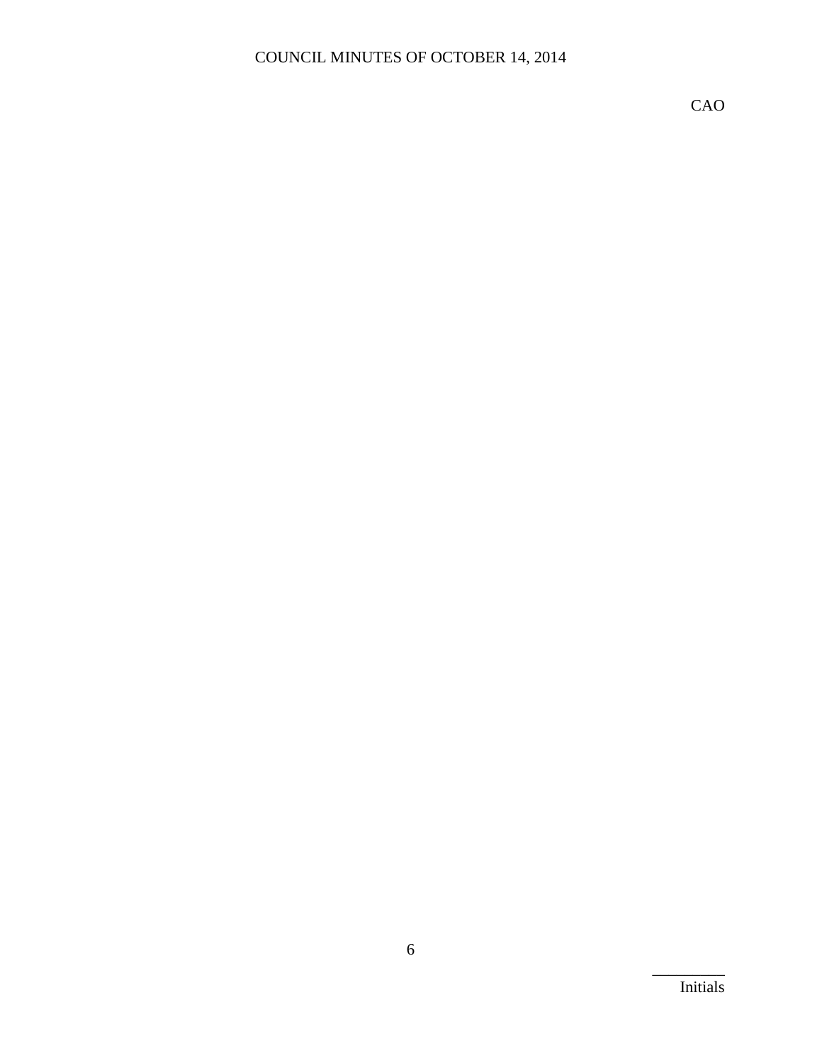CAO